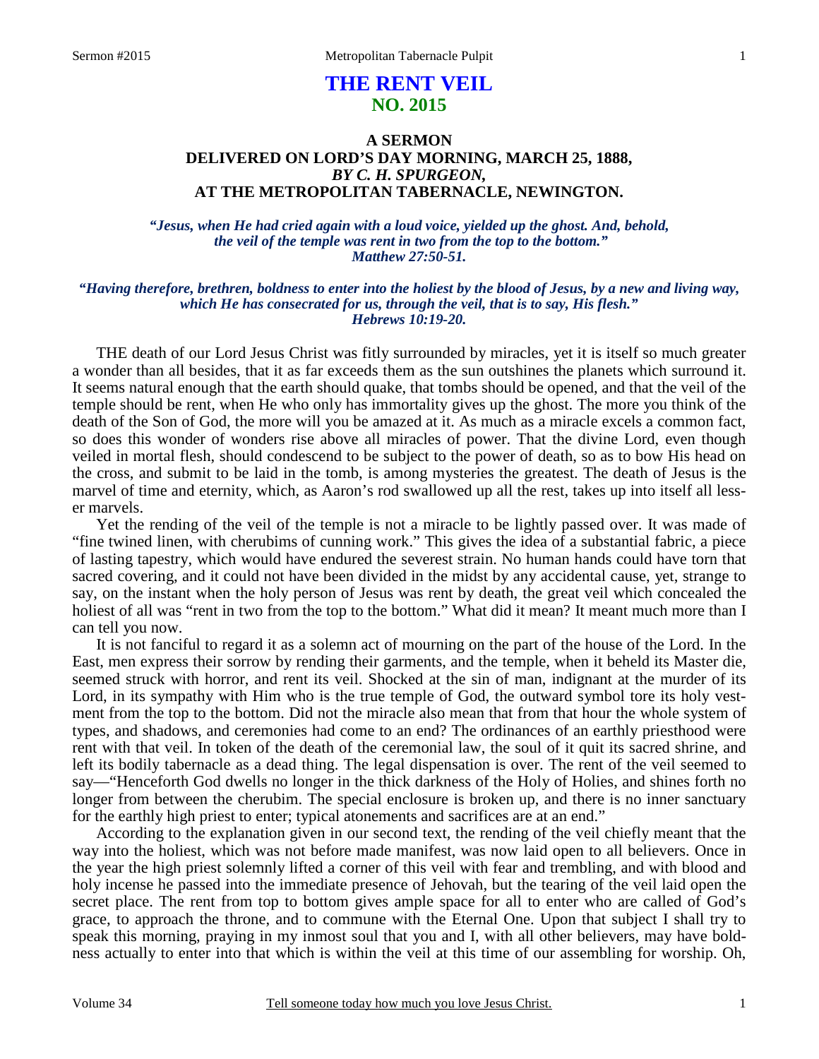# THE RENT VEIL
## NO. 2015

### A SERMON
### DELIVERED ON LORD'S DAY MORNING, MARCH 25, 1888,
### *BY C. H. SPURGEON,*
### AT THE METROPOLITAN TABERNACLE, NEWINGTON.

*"Jesus, when He had cried again with a loud voice, yielded up the ghost. And, behold, the veil of the temple was rent in two from the top to the bottom." Matthew 27:50-51.*

*"Having therefore, brethren, boldness to enter into the holiest by the blood of Jesus, by a new and living way, which He has consecrated for us, through the veil, that is to say, His flesh." Hebrews 10:19-20.*

THE death of our Lord Jesus Christ was fitly surrounded by miracles, yet it is itself so much greater a wonder than all besides, that it as far exceeds them as the sun outshines the planets which surround it. It seems natural enough that the earth should quake, that tombs should be opened, and that the veil of the temple should be rent, when He who only has immortality gives up the ghost. The more you think of the death of the Son of God, the more will you be amazed at it. As much as a miracle excels a common fact, so does this wonder of wonders rise above all miracles of power. That the divine Lord, even though veiled in mortal flesh, should condescend to be subject to the power of death, so as to bow His head on the cross, and submit to be laid in the tomb, is among mysteries the greatest. The death of Jesus is the marvel of time and eternity, which, as Aaron's rod swallowed up all the rest, takes up into itself all lesser marvels.

Yet the rending of the veil of the temple is not a miracle to be lightly passed over. It was made of "fine twined linen, with cherubims of cunning work." This gives the idea of a substantial fabric, a piece of lasting tapestry, which would have endured the severest strain. No human hands could have torn that sacred covering, and it could not have been divided in the midst by any accidental cause, yet, strange to say, on the instant when the holy person of Jesus was rent by death, the great veil which concealed the holiest of all was "rent in two from the top to the bottom." What did it mean? It meant much more than I can tell you now.

It is not fanciful to regard it as a solemn act of mourning on the part of the house of the Lord. In the East, men express their sorrow by rending their garments, and the temple, when it beheld its Master die, seemed struck with horror, and rent its veil. Shocked at the sin of man, indignant at the murder of its Lord, in its sympathy with Him who is the true temple of God, the outward symbol tore its holy vestment from the top to the bottom. Did not the miracle also mean that from that hour the whole system of types, and shadows, and ceremonies had come to an end? The ordinances of an earthly priesthood were rent with that veil. In token of the death of the ceremonial law, the soul of it quit its sacred shrine, and left its bodily tabernacle as a dead thing. The legal dispensation is over. The rent of the veil seemed to say—"Henceforth God dwells no longer in the thick darkness of the Holy of Holies, and shines forth no longer from between the cherubim. The special enclosure is broken up, and there is no inner sanctuary for the earthly high priest to enter; typical atonements and sacrifices are at an end."

According to the explanation given in our second text, the rending of the veil chiefly meant that the way into the holiest, which was not before made manifest, was now laid open to all believers. Once in the year the high priest solemnly lifted a corner of this veil with fear and trembling, and with blood and holy incense he passed into the immediate presence of Jehovah, but the tearing of the veil laid open the secret place. The rent from top to bottom gives ample space for all to enter who are called of God's grace, to approach the throne, and to commune with the Eternal One. Upon that subject I shall try to speak this morning, praying in my inmost soul that you and I, with all other believers, may have boldness actually to enter into that which is within the veil at this time of our assembling for worship. Oh,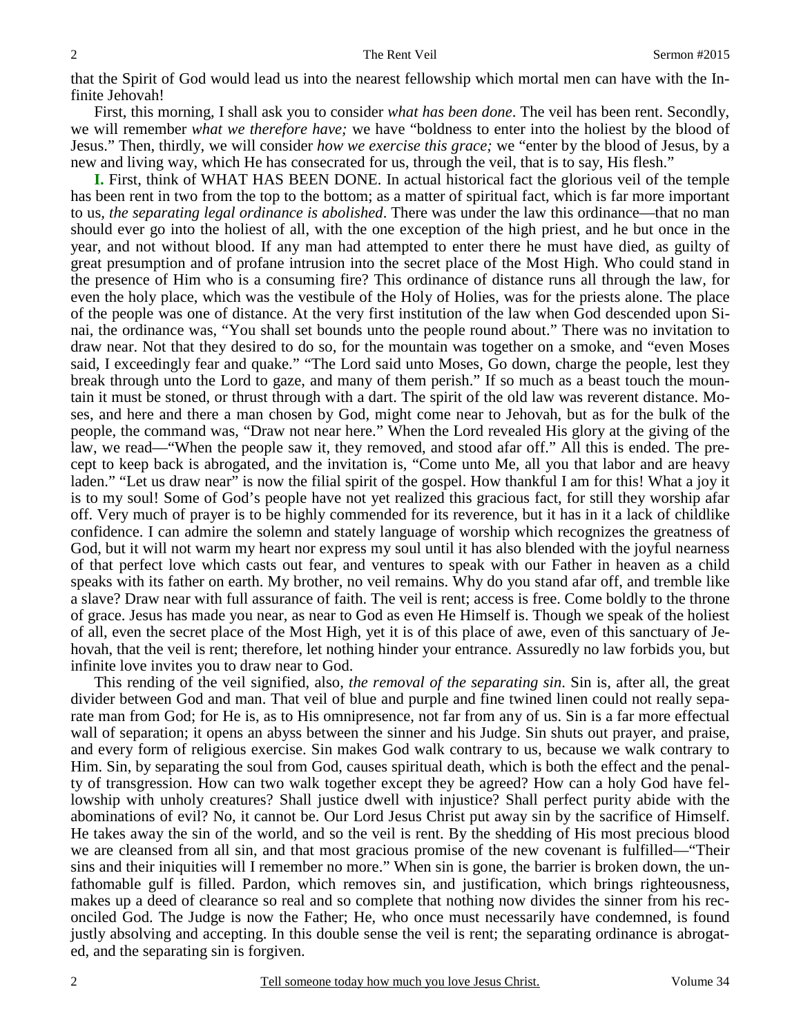that the Spirit of God would lead us into the nearest fellowship which mortal men can have with the Infinite Jehovah!

First, this morning, I shall ask you to consider *what has been done*. The veil has been rent. Secondly, we will remember *what we therefore have;* we have "boldness to enter into the holiest by the blood of Jesus." Then, thirdly, we will consider *how we exercise this grace;* we "enter by the blood of Jesus, by a new and living way, which He has consecrated for us, through the veil, that is to say, His flesh."

**I.** First, think of WHAT HAS BEEN DONE. In actual historical fact the glorious veil of the temple has been rent in two from the top to the bottom; as a matter of spiritual fact, which is far more important to us, *the separating legal ordinance is abolished*. There was under the law this ordinance—that no man should ever go into the holiest of all, with the one exception of the high priest, and he but once in the year, and not without blood. If any man had attempted to enter there he must have died, as guilty of great presumption and of profane intrusion into the secret place of the Most High. Who could stand in the presence of Him who is a consuming fire? This ordinance of distance runs all through the law, for even the holy place, which was the vestibule of the Holy of Holies, was for the priests alone. The place of the people was one of distance. At the very first institution of the law when God descended upon Sinai, the ordinance was, "You shall set bounds unto the people round about." There was no invitation to draw near. Not that they desired to do so, for the mountain was together on a smoke, and "even Moses said, I exceedingly fear and quake." "The Lord said unto Moses, Go down, charge the people, lest they break through unto the Lord to gaze, and many of them perish." If so much as a beast touch the mountain it must be stoned, or thrust through with a dart. The spirit of the old law was reverent distance. Moses, and here and there a man chosen by God, might come near to Jehovah, but as for the bulk of the people, the command was, "Draw not near here." When the Lord revealed His glory at the giving of the law, we read—"When the people saw it, they removed, and stood afar off." All this is ended. The precept to keep back is abrogated, and the invitation is, "Come unto Me, all you that labor and are heavy laden." "Let us draw near" is now the filial spirit of the gospel. How thankful I am for this! What a joy it is to my soul! Some of God's people have not yet realized this gracious fact, for still they worship afar off. Very much of prayer is to be highly commended for its reverence, but it has in it a lack of childlike confidence. I can admire the solemn and stately language of worship which recognizes the greatness of God, but it will not warm my heart nor express my soul until it has also blended with the joyful nearness of that perfect love which casts out fear, and ventures to speak with our Father in heaven as a child speaks with its father on earth. My brother, no veil remains. Why do you stand afar off, and tremble like a slave? Draw near with full assurance of faith. The veil is rent; access is free. Come boldly to the throne of grace. Jesus has made you near, as near to God as even He Himself is. Though we speak of the holiest of all, even the secret place of the Most High, yet it is of this place of awe, even of this sanctuary of Jehovah, that the veil is rent; therefore, let nothing hinder your entrance. Assuredly no law forbids you, but infinite love invites you to draw near to God.

This rending of the veil signified, also, *the removal of the separating sin*. Sin is, after all, the great divider between God and man. That veil of blue and purple and fine twined linen could not really separate man from God; for He is, as to His omnipresence, not far from any of us. Sin is a far more effectual wall of separation; it opens an abyss between the sinner and his Judge. Sin shuts out prayer, and praise, and every form of religious exercise. Sin makes God walk contrary to us, because we walk contrary to Him. Sin, by separating the soul from God, causes spiritual death, which is both the effect and the penalty of transgression. How can two walk together except they be agreed? How can a holy God have fellowship with unholy creatures? Shall justice dwell with injustice? Shall perfect purity abide with the abominations of evil? No, it cannot be. Our Lord Jesus Christ put away sin by the sacrifice of Himself. He takes away the sin of the world, and so the veil is rent. By the shedding of His most precious blood we are cleansed from all sin, and that most gracious promise of the new covenant is fulfilled—"Their sins and their iniquities will I remember no more." When sin is gone, the barrier is broken down, the unfathomable gulf is filled. Pardon, which removes sin, and justification, which brings righteousness, makes up a deed of clearance so real and so complete that nothing now divides the sinner from his reconciled God. The Judge is now the Father; He, who once must necessarily have condemned, is found justly absolving and accepting. In this double sense the veil is rent; the separating ordinance is abrogated, and the separating sin is forgiven.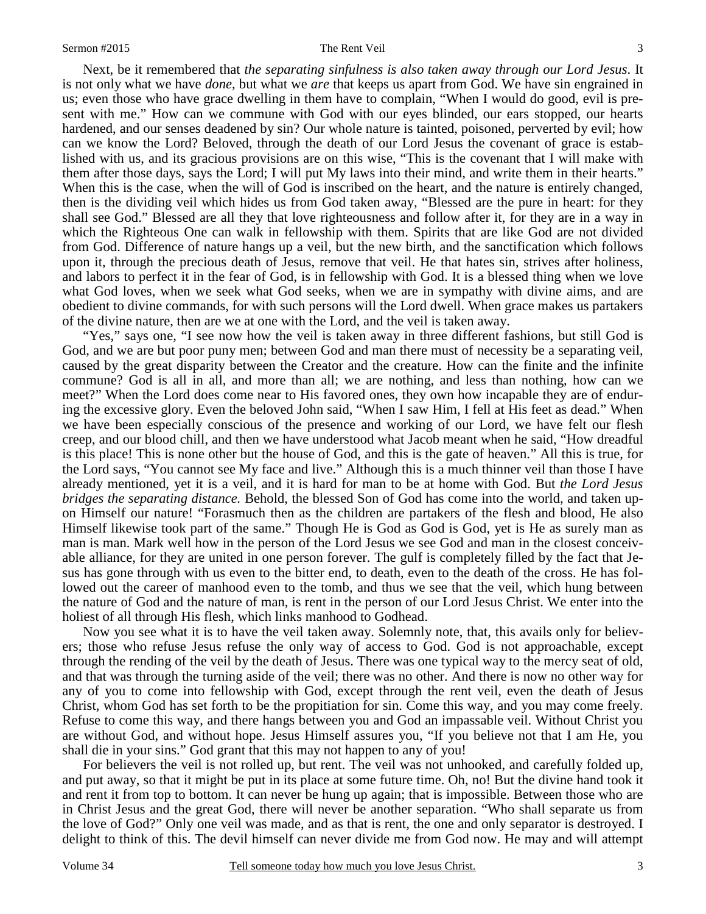Next, be it remembered that *the separating sinfulness is also taken away through our Lord Jesus*. It is not only what we have *done,* but what we *are* that keeps us apart from God. We have sin engrained in us; even those who have grace dwelling in them have to complain, "When I would do good, evil is present with me." How can we commune with God with our eyes blinded, our ears stopped, our hearts hardened, and our senses deadened by sin? Our whole nature is tainted, poisoned, perverted by evil; how can we know the Lord? Beloved, through the death of our Lord Jesus the covenant of grace is established with us, and its gracious provisions are on this wise, "This is the covenant that I will make with them after those days, says the Lord; I will put My laws into their mind, and write them in their hearts." When this is the case, when the will of God is inscribed on the heart, and the nature is entirely changed, then is the dividing veil which hides us from God taken away, "Blessed are the pure in heart: for they shall see God." Blessed are all they that love righteousness and follow after it, for they are in a way in which the Righteous One can walk in fellowship with them. Spirits that are like God are not divided from God. Difference of nature hangs up a veil, but the new birth, and the sanctification which follows upon it, through the precious death of Jesus, remove that veil. He that hates sin, strives after holiness, and labors to perfect it in the fear of God, is in fellowship with God. It is a blessed thing when we love what God loves, when we seek what God seeks, when we are in sympathy with divine aims, and are obedient to divine commands, for with such persons will the Lord dwell. When grace makes us partakers of the divine nature, then are we at one with the Lord, and the veil is taken away.

"Yes," says one, "I see now how the veil is taken away in three different fashions, but still God is God, and we are but poor puny men; between God and man there must of necessity be a separating veil, caused by the great disparity between the Creator and the creature. How can the finite and the infinite commune? God is all in all, and more than all; we are nothing, and less than nothing, how can we meet?" When the Lord does come near to His favored ones, they own how incapable they are of enduring the excessive glory. Even the beloved John said, "When I saw Him, I fell at His feet as dead." When we have been especially conscious of the presence and working of our Lord, we have felt our flesh creep, and our blood chill, and then we have understood what Jacob meant when he said, "How dreadful is this place! This is none other but the house of God, and this is the gate of heaven." All this is true, for the Lord says, "You cannot see My face and live." Although this is a much thinner veil than those I have already mentioned, yet it is a veil, and it is hard for man to be at home with God. But *the Lord Jesus bridges the separating distance.* Behold, the blessed Son of God has come into the world, and taken upon Himself our nature! "Forasmuch then as the children are partakers of the flesh and blood, He also Himself likewise took part of the same." Though He is God as God is God, yet is He as surely man as man is man. Mark well how in the person of the Lord Jesus we see God and man in the closest conceivable alliance, for they are united in one person forever. The gulf is completely filled by the fact that Jesus has gone through with us even to the bitter end, to death, even to the death of the cross. He has followed out the career of manhood even to the tomb, and thus we see that the veil, which hung between the nature of God and the nature of man, is rent in the person of our Lord Jesus Christ. We enter into the holiest of all through His flesh, which links manhood to Godhead.

Now you see what it is to have the veil taken away. Solemnly note, that, this avails only for believers; those who refuse Jesus refuse the only way of access to God. God is not approachable, except through the rending of the veil by the death of Jesus. There was one typical way to the mercy seat of old, and that was through the turning aside of the veil; there was no other. And there is now no other way for any of you to come into fellowship with God, except through the rent veil, even the death of Jesus Christ, whom God has set forth to be the propitiation for sin. Come this way, and you may come freely. Refuse to come this way, and there hangs between you and God an impassable veil. Without Christ you are without God, and without hope. Jesus Himself assures you, "If you believe not that I am He, you shall die in your sins." God grant that this may not happen to any of you!

For believers the veil is not rolled up, but rent. The veil was not unhooked, and carefully folded up, and put away, so that it might be put in its place at some future time. Oh, no! But the divine hand took it and rent it from top to bottom. It can never be hung up again; that is impossible. Between those who are in Christ Jesus and the great God, there will never be another separation. "Who shall separate us from the love of God?" Only one veil was made, and as that is rent, the one and only separator is destroyed. I delight to think of this. The devil himself can never divide me from God now. He may and will attempt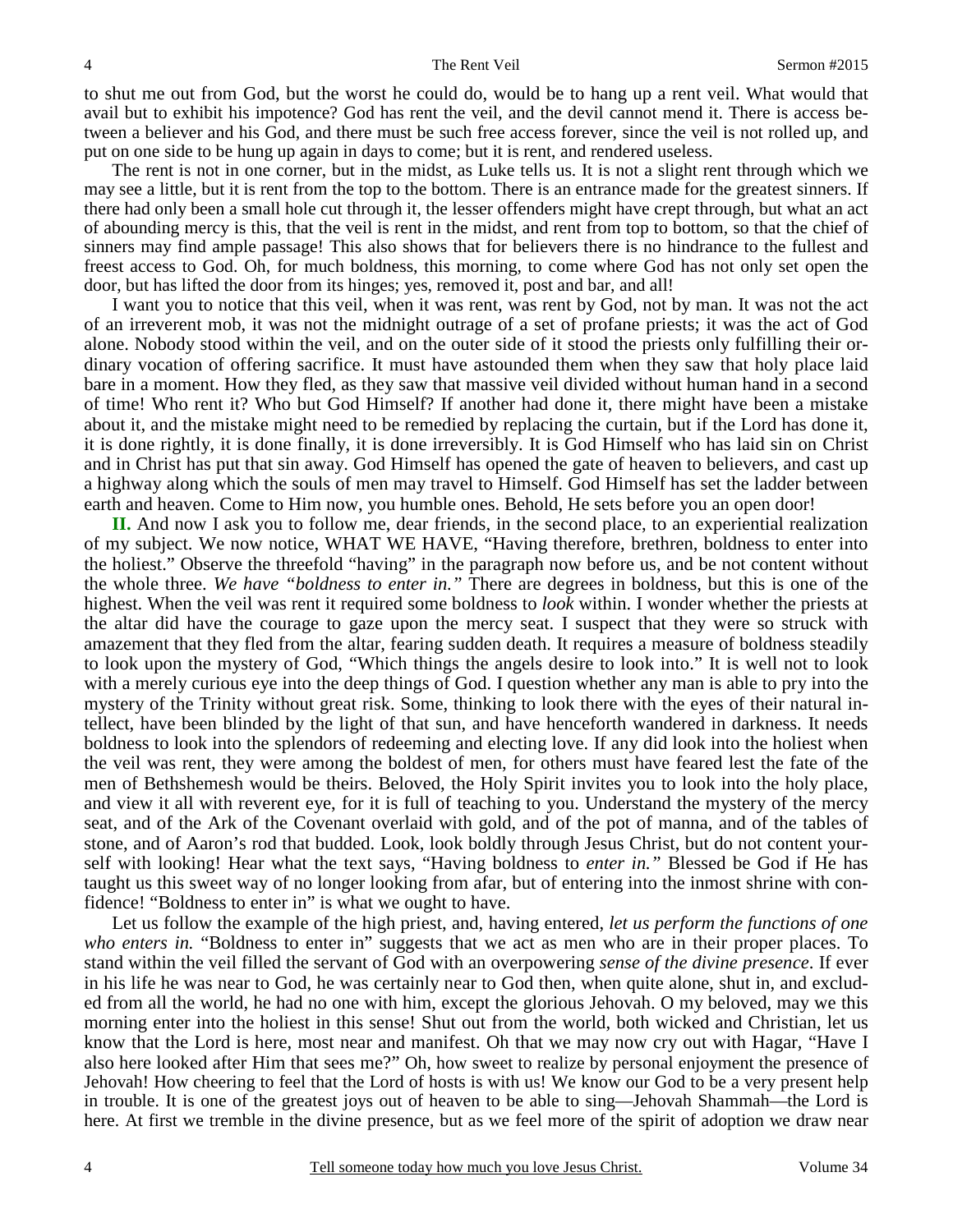to shut me out from God, but the worst he could do, would be to hang up a rent veil. What would that avail but to exhibit his impotence? God has rent the veil, and the devil cannot mend it. There is access between a believer and his God, and there must be such free access forever, since the veil is not rolled up, and put on one side to be hung up again in days to come; but it is rent, and rendered useless.

The rent is not in one corner, but in the midst, as Luke tells us. It is not a slight rent through which we may see a little, but it is rent from the top to the bottom. There is an entrance made for the greatest sinners. If there had only been a small hole cut through it, the lesser offenders might have crept through, but what an act of abounding mercy is this, that the veil is rent in the midst, and rent from top to bottom, so that the chief of sinners may find ample passage! This also shows that for believers there is no hindrance to the fullest and freest access to God. Oh, for much boldness, this morning, to come where God has not only set open the door, but has lifted the door from its hinges; yes, removed it, post and bar, and all!

I want you to notice that this veil, when it was rent, was rent by God, not by man. It was not the act of an irreverent mob, it was not the midnight outrage of a set of profane priests; it was the act of God alone. Nobody stood within the veil, and on the outer side of it stood the priests only fulfilling their ordinary vocation of offering sacrifice. It must have astounded them when they saw that holy place laid bare in a moment. How they fled, as they saw that massive veil divided without human hand in a second of time! Who rent it? Who but God Himself? If another had done it, there might have been a mistake about it, and the mistake might need to be remedied by replacing the curtain, but if the Lord has done it, it is done rightly, it is done finally, it is done irreversibly. It is God Himself who has laid sin on Christ and in Christ has put that sin away. God Himself has opened the gate of heaven to believers, and cast up a highway along which the souls of men may travel to Himself. God Himself has set the ladder between earth and heaven. Come to Him now, you humble ones. Behold, He sets before you an open door!

**II.** And now I ask you to follow me, dear friends, in the second place, to an experiential realization of my subject. We now notice, WHAT WE HAVE, "Having therefore, brethren, boldness to enter into the holiest." Observe the threefold "having" in the paragraph now before us, and be not content without the whole three. *We have "boldness to enter in."* There are degrees in boldness, but this is one of the highest. When the veil was rent it required some boldness to *look* within. I wonder whether the priests at the altar did have the courage to gaze upon the mercy seat. I suspect that they were so struck with amazement that they fled from the altar, fearing sudden death. It requires a measure of boldness steadily to look upon the mystery of God, "Which things the angels desire to look into." It is well not to look with a merely curious eye into the deep things of God. I question whether any man is able to pry into the mystery of the Trinity without great risk. Some, thinking to look there with the eyes of their natural intellect, have been blinded by the light of that sun, and have henceforth wandered in darkness. It needs boldness to look into the splendors of redeeming and electing love. If any did look into the holiest when the veil was rent, they were among the boldest of men, for others must have feared lest the fate of the men of Bethshemesh would be theirs. Beloved, the Holy Spirit invites you to look into the holy place, and view it all with reverent eye, for it is full of teaching to you. Understand the mystery of the mercy seat, and of the Ark of the Covenant overlaid with gold, and of the pot of manna, and of the tables of stone, and of Aaron's rod that budded. Look, look boldly through Jesus Christ, but do not content yourself with looking! Hear what the text says, "Having boldness to *enter in."* Blessed be God if He has taught us this sweet way of no longer looking from afar, but of entering into the inmost shrine with confidence! "Boldness to enter in" is what we ought to have.

Let us follow the example of the high priest, and, having entered, *let us perform the functions of one who enters in.* "Boldness to enter in" suggests that we act as men who are in their proper places. To stand within the veil filled the servant of God with an overpowering *sense of the divine presence*. If ever in his life he was near to God, he was certainly near to God then, when quite alone, shut in, and excluded from all the world, he had no one with him, except the glorious Jehovah. O my beloved, may we this morning enter into the holiest in this sense! Shut out from the world, both wicked and Christian, let us know that the Lord is here, most near and manifest. Oh that we may now cry out with Hagar, "Have I also here looked after Him that sees me?" Oh, how sweet to realize by personal enjoyment the presence of Jehovah! How cheering to feel that the Lord of hosts is with us! We know our God to be a very present help in trouble. It is one of the greatest joys out of heaven to be able to sing—Jehovah Shammah—the Lord is here. At first we tremble in the divine presence, but as we feel more of the spirit of adoption we draw near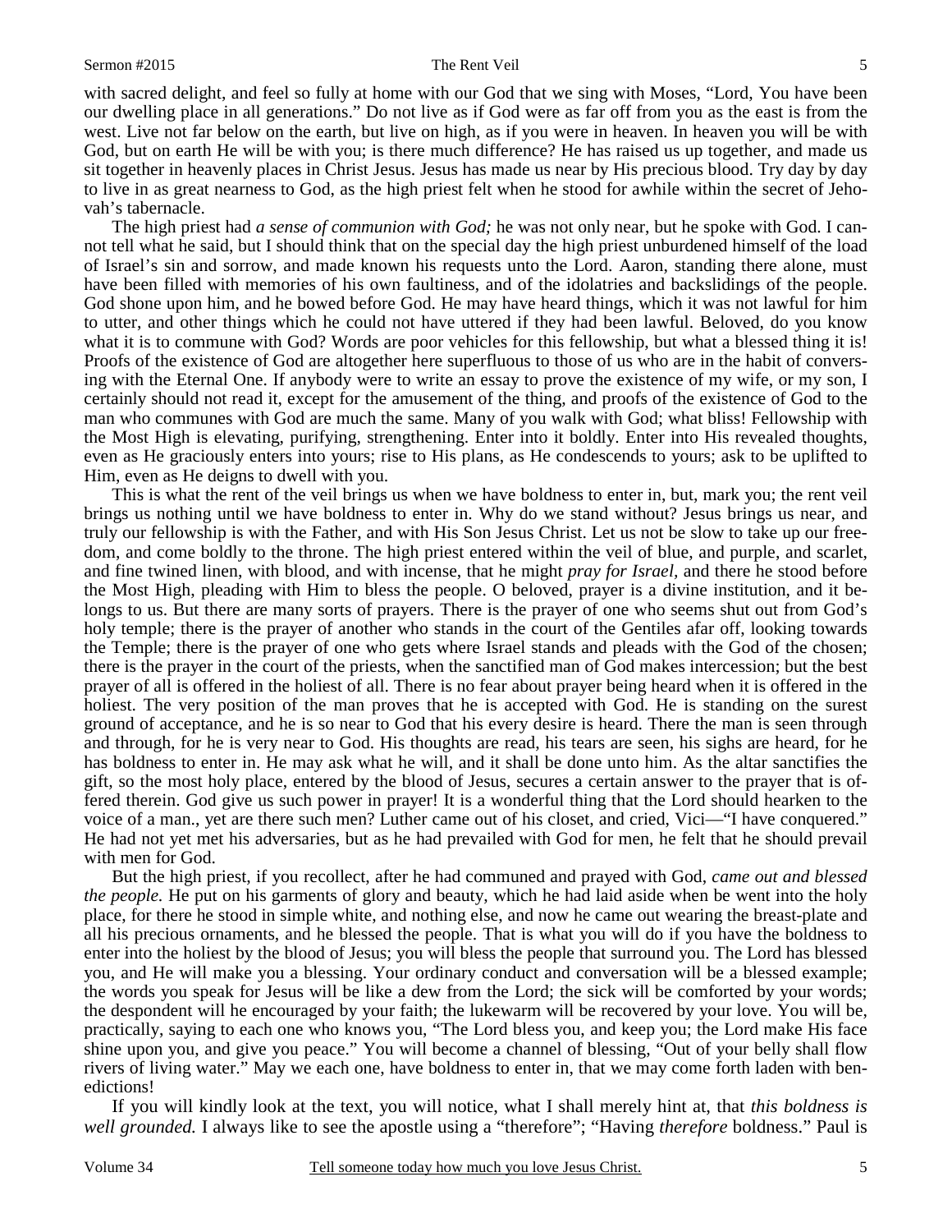with sacred delight, and feel so fully at home with our God that we sing with Moses, "Lord, You have been our dwelling place in all generations." Do not live as if God were as far off from you as the east is from the west. Live not far below on the earth, but live on high, as if you were in heaven. In heaven you will be with God, but on earth He will be with you; is there much difference? He has raised us up together, and made us sit together in heavenly places in Christ Jesus. Jesus has made us near by His precious blood. Try day by day to live in as great nearness to God, as the high priest felt when he stood for awhile within the secret of Jehovah's tabernacle.

The high priest had *a sense of communion with God;* he was not only near, but he spoke with God. I cannot tell what he said, but I should think that on the special day the high priest unburdened himself of the load of Israel's sin and sorrow, and made known his requests unto the Lord. Aaron, standing there alone, must have been filled with memories of his own faultiness, and of the idolatries and backslidings of the people. God shone upon him, and he bowed before God. He may have heard things, which it was not lawful for him to utter, and other things which he could not have uttered if they had been lawful. Beloved, do you know what it is to commune with God? Words are poor vehicles for this fellowship, but what a blessed thing it is! Proofs of the existence of God are altogether here superfluous to those of us who are in the habit of conversing with the Eternal One. If anybody were to write an essay to prove the existence of my wife, or my son, I certainly should not read it, except for the amusement of the thing, and proofs of the existence of God to the man who communes with God are much the same. Many of you walk with God; what bliss! Fellowship with the Most High is elevating, purifying, strengthening. Enter into it boldly. Enter into His revealed thoughts, even as He graciously enters into yours; rise to His plans, as He condescends to yours; ask to be uplifted to Him, even as He deigns to dwell with you.

This is what the rent of the veil brings us when we have boldness to enter in, but, mark you; the rent veil brings us nothing until we have boldness to enter in. Why do we stand without? Jesus brings us near, and truly our fellowship is with the Father, and with His Son Jesus Christ. Let us not be slow to take up our freedom, and come boldly to the throne. The high priest entered within the veil of blue, and purple, and scarlet, and fine twined linen, with blood, and with incense, that he might *pray for Israel,* and there he stood before the Most High, pleading with Him to bless the people. O beloved, prayer is a divine institution, and it belongs to us. But there are many sorts of prayers. There is the prayer of one who seems shut out from God's holy temple; there is the prayer of another who stands in the court of the Gentiles afar off, looking towards the Temple; there is the prayer of one who gets where Israel stands and pleads with the God of the chosen; there is the prayer in the court of the priests, when the sanctified man of God makes intercession; but the best prayer of all is offered in the holiest of all. There is no fear about prayer being heard when it is offered in the holiest. The very position of the man proves that he is accepted with God. He is standing on the surest ground of acceptance, and he is so near to God that his every desire is heard. There the man is seen through and through, for he is very near to God. His thoughts are read, his tears are seen, his sighs are heard, for he has boldness to enter in. He may ask what he will, and it shall be done unto him. As the altar sanctifies the gift, so the most holy place, entered by the blood of Jesus, secures a certain answer to the prayer that is offered therein. God give us such power in prayer! It is a wonderful thing that the Lord should hearken to the voice of a man., yet are there such men? Luther came out of his closet, and cried, Vici—"I have conquered." He had not yet met his adversaries, but as he had prevailed with God for men, he felt that he should prevail with men for God.

But the high priest, if you recollect, after he had communed and prayed with God, *came out and blessed the people.* He put on his garments of glory and beauty, which he had laid aside when be went into the holy place, for there he stood in simple white, and nothing else, and now he came out wearing the breast-plate and all his precious ornaments, and he blessed the people. That is what you will do if you have the boldness to enter into the holiest by the blood of Jesus; you will bless the people that surround you. The Lord has blessed you, and He will make you a blessing. Your ordinary conduct and conversation will be a blessed example; the words you speak for Jesus will be like a dew from the Lord; the sick will be comforted by your words; the despondent will he encouraged by your faith; the lukewarm will be recovered by your love. You will be, practically, saying to each one who knows you, "The Lord bless you, and keep you; the Lord make His face shine upon you, and give you peace." You will become a channel of blessing, "Out of your belly shall flow rivers of living water." May we each one, have boldness to enter in, that we may come forth laden with benedictions!

If you will kindly look at the text, you will notice, what I shall merely hint at, that *this boldness is well grounded.* I always like to see the apostle using a "therefore"; "Having *therefore* boldness." Paul is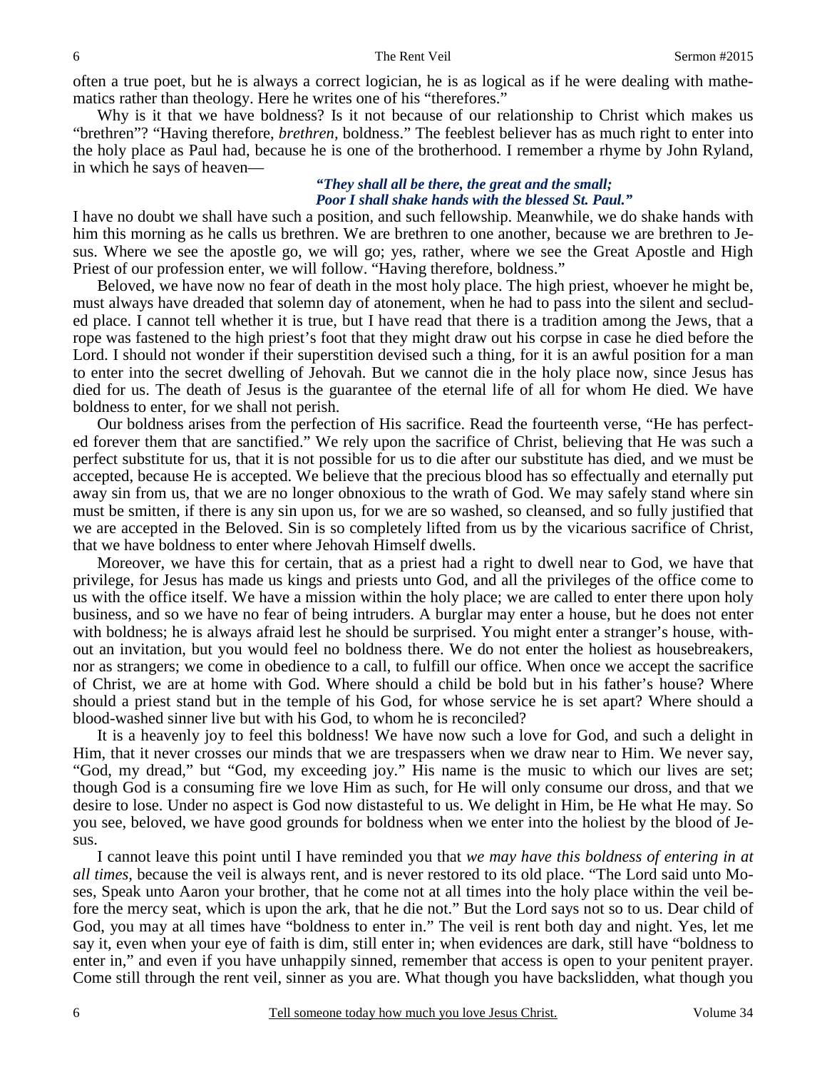often a true poet, but he is always a correct logician, he is as logical as if he were dealing with mathematics rather than theology. Here he writes one of his "therefores."

Why is it that we have boldness? Is it not because of our relationship to Christ which makes us "brethren"? "Having therefore, *brethren,* boldness." The feeblest believer has as much right to enter into the holy place as Paul had, because he is one of the brotherhood. I remember a rhyme by John Ryland, in which he says of heaven—

> ***"They shall all be there, the great and the small;***
> ***Poor I shall shake hands with the blessed St. Paul."***

I have no doubt we shall have such a position, and such fellowship. Meanwhile, we do shake hands with him this morning as he calls us brethren. We are brethren to one another, because we are brethren to Jesus. Where we see the apostle go, we will go; yes, rather, where we see the Great Apostle and High Priest of our profession enter, we will follow. "Having therefore, boldness."

Beloved, we have now no fear of death in the most holy place. The high priest, whoever he might be, must always have dreaded that solemn day of atonement, when he had to pass into the silent and secluded place. I cannot tell whether it is true, but I have read that there is a tradition among the Jews, that a rope was fastened to the high priest's foot that they might draw out his corpse in case he died before the Lord. I should not wonder if their superstition devised such a thing, for it is an awful position for a man to enter into the secret dwelling of Jehovah. But we cannot die in the holy place now, since Jesus has died for us. The death of Jesus is the guarantee of the eternal life of all for whom He died. We have boldness to enter, for we shall not perish.

Our boldness arises from the perfection of His sacrifice. Read the fourteenth verse, "He has perfected forever them that are sanctified." We rely upon the sacrifice of Christ, believing that He was such a perfect substitute for us, that it is not possible for us to die after our substitute has died, and we must be accepted, because He is accepted. We believe that the precious blood has so effectually and eternally put away sin from us, that we are no longer obnoxious to the wrath of God. We may safely stand where sin must be smitten, if there is any sin upon us, for we are so washed, so cleansed, and so fully justified that we are accepted in the Beloved. Sin is so completely lifted from us by the vicarious sacrifice of Christ, that we have boldness to enter where Jehovah Himself dwells.

Moreover, we have this for certain, that as a priest had a right to dwell near to God, we have that privilege, for Jesus has made us kings and priests unto God, and all the privileges of the office come to us with the office itself. We have a mission within the holy place; we are called to enter there upon holy business, and so we have no fear of being intruders. A burglar may enter a house, but he does not enter with boldness; he is always afraid lest he should be surprised. You might enter a stranger's house, without an invitation, but you would feel no boldness there. We do not enter the holiest as housebreakers, nor as strangers; we come in obedience to a call, to fulfill our office. When once we accept the sacrifice of Christ, we are at home with God. Where should a child be bold but in his father's house? Where should a priest stand but in the temple of his God, for whose service he is set apart? Where should a blood-washed sinner live but with his God, to whom he is reconciled?

It is a heavenly joy to feel this boldness! We have now such a love for God, and such a delight in Him, that it never crosses our minds that we are trespassers when we draw near to Him. We never say, "God, my dread," but "God, my exceeding joy." His name is the music to which our lives are set; though God is a consuming fire we love Him as such, for He will only consume our dross, and that we desire to lose. Under no aspect is God now distasteful to us. We delight in Him, be He what He may. So you see, beloved, we have good grounds for boldness when we enter into the holiest by the blood of Jesus.

I cannot leave this point until I have reminded you that *we may have this boldness of entering in at all times*, because the veil is always rent, and is never restored to its old place. "The Lord said unto Moses, Speak unto Aaron your brother, that he come not at all times into the holy place within the veil before the mercy seat, which is upon the ark, that he die not." But the Lord says not so to us. Dear child of God, you may at all times have "boldness to enter in." The veil is rent both day and night. Yes, let me say it, even when your eye of faith is dim, still enter in; when evidences are dark, still have "boldness to enter in," and even if you have unhappily sinned, remember that access is open to your penitent prayer. Come still through the rent veil, sinner as you are. What though you have backslidden, what though you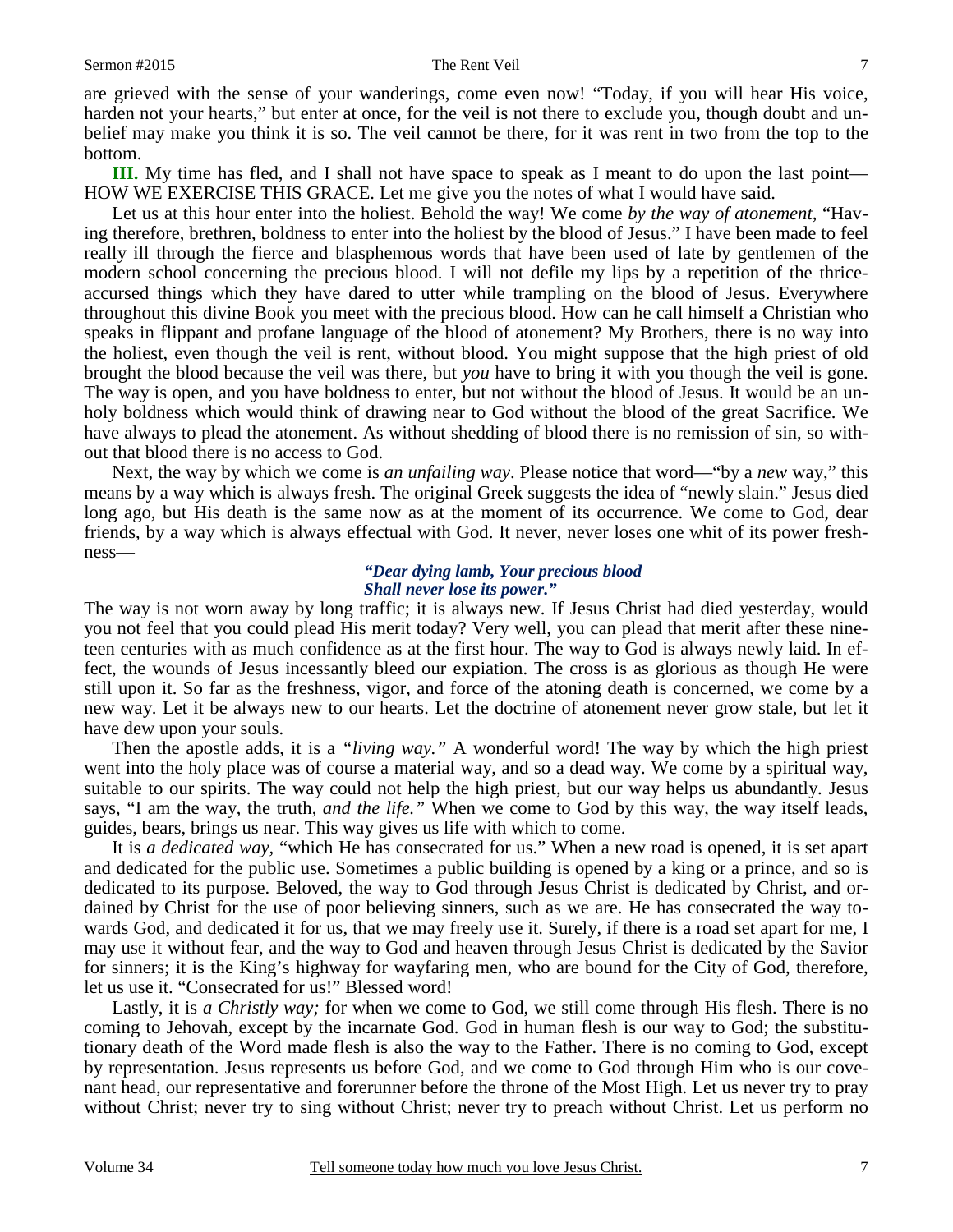are grieved with the sense of your wanderings, come even now! "Today, if you will hear His voice, harden not your hearts," but enter at once, for the veil is not there to exclude you, though doubt and unbelief may make you think it is so. The veil cannot be there, for it was rent in two from the top to the bottom.

**III.** My time has fled, and I shall not have space to speak as I meant to do upon the last point—HOW WE EXERCISE THIS GRACE. Let me give you the notes of what I would have said.

Let us at this hour enter into the holiest. Behold the way! We come *by the way of atonement*, "Having therefore, brethren, boldness to enter into the holiest by the blood of Jesus." I have been made to feel really ill through the fierce and blasphemous words that have been used of late by gentlemen of the modern school concerning the precious blood. I will not defile my lips by a repetition of the thrice-accursed things which they have dared to utter while trampling on the blood of Jesus. Everywhere throughout this divine Book you meet with the precious blood. How can he call himself a Christian who speaks in flippant and profane language of the blood of atonement? My Brothers, there is no way into the holiest, even though the veil is rent, without blood. You might suppose that the high priest of old brought the blood because the veil was there, but *you* have to bring it with you though the veil is gone. The way is open, and you have boldness to enter, but not without the blood of Jesus. It would be an unholy boldness which would think of drawing near to God without the blood of the great Sacrifice. We have always to plead the atonement. As without shedding of blood there is no remission of sin, so without that blood there is no access to God.

Next, the way by which we come is *an unfailing way*. Please notice that word—"by a *new* way," this means by a way which is always fresh. The original Greek suggests the idea of "newly slain." Jesus died long ago, but His death is the same now as at the moment of its occurrence. We come to God, dear friends, by a way which is always effectual with God. It never, never loses one whit of its power freshness—

*"Dear dying lamb, Your precious blood*
*Shall never lose its power."*

The way is not worn away by long traffic; it is always new. If Jesus Christ had died yesterday, would you not feel that you could plead His merit today? Very well, you can plead that merit after these nineteen centuries with as much confidence as at the first hour. The way to God is always newly laid. In effect, the wounds of Jesus incessantly bleed our expiation. The cross is as glorious as though He were still upon it. So far as the freshness, vigor, and force of the atoning death is concerned, we come by a new way. Let it be always new to our hearts. Let the doctrine of atonement never grow stale, but let it have dew upon your souls.

Then the apostle adds, it is a *"living way."* A wonderful word! The way by which the high priest went into the holy place was of course a material way, and so a dead way. We come by a spiritual way, suitable to our spirits. The way could not help the high priest, but our way helps us abundantly. Jesus says, "I am the way, the truth, *and the life."* When we come to God by this way, the way itself leads, guides, bears, brings us near. This way gives us life with which to come.

It is *a dedicated way,* "which He has consecrated for us." When a new road is opened, it is set apart and dedicated for the public use. Sometimes a public building is opened by a king or a prince, and so is dedicated to its purpose. Beloved, the way to God through Jesus Christ is dedicated by Christ, and ordained by Christ for the use of poor believing sinners, such as we are. He has consecrated the way towards God, and dedicated it for us, that we may freely use it. Surely, if there is a road set apart for me, I may use it without fear, and the way to God and heaven through Jesus Christ is dedicated by the Savior for sinners; it is the King's highway for wayfaring men, who are bound for the City of God, therefore, let us use it. "Consecrated for us!" Blessed word!

Lastly, it is *a Christly way;* for when we come to God, we still come through His flesh. There is no coming to Jehovah, except by the incarnate God. God in human flesh is our way to God; the substitutionary death of the Word made flesh is also the way to the Father. There is no coming to God, except by representation. Jesus represents us before God, and we come to God through Him who is our covenant head, our representative and forerunner before the throne of the Most High. Let us never try to pray without Christ; never try to sing without Christ; never try to preach without Christ. Let us perform no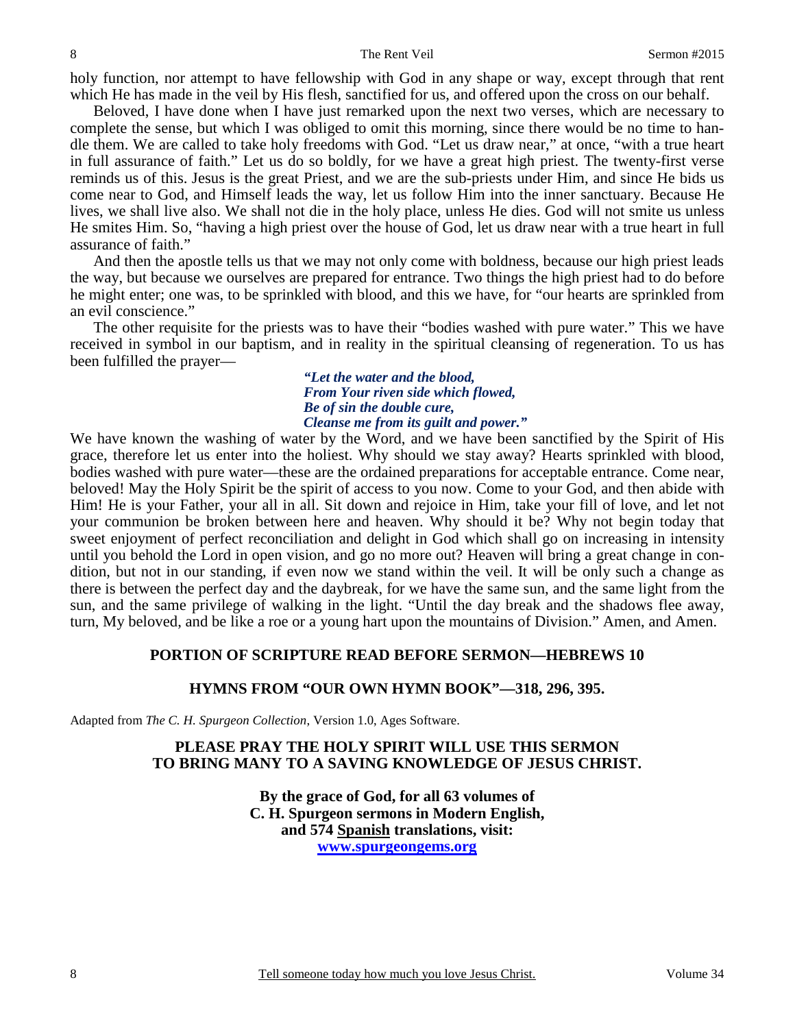holy function, nor attempt to have fellowship with God in any shape or way, except through that rent which He has made in the veil by His flesh, sanctified for us, and offered upon the cross on our behalf.

Beloved, I have done when I have just remarked upon the next two verses, which are necessary to complete the sense, but which I was obliged to omit this morning, since there would be no time to handle them. We are called to take holy freedoms with God. "Let us draw near," at once, "with a true heart in full assurance of faith." Let us do so boldly, for we have a great high priest. The twenty-first verse reminds us of this. Jesus is the great Priest, and we are the sub-priests under Him, and since He bids us come near to God, and Himself leads the way, let us follow Him into the inner sanctuary. Because He lives, we shall live also. We shall not die in the holy place, unless He dies. God will not smite us unless He smites Him. So, "having a high priest over the house of God, let us draw near with a true heart in full assurance of faith."

And then the apostle tells us that we may not only come with boldness, because our high priest leads the way, but because we ourselves are prepared for entrance. Two things the high priest had to do before he might enter; one was, to be sprinkled with blood, and this we have, for "our hearts are sprinkled from an evil conscience."

The other requisite for the priests was to have their "bodies washed with pure water." This we have received in symbol in our baptism, and in reality in the spiritual cleansing of regeneration. To us has been fulfilled the prayer—

> ***"Let the water and the blood,***
> ***From Your riven side which flowed,***
> ***Be of sin the double cure,***
> ***Cleanse me from its guilt and power."***

We have known the washing of water by the Word, and we have been sanctified by the Spirit of His grace, therefore let us enter into the holiest. Why should we stay away? Hearts sprinkled with blood, bodies washed with pure water—these are the ordained preparations for acceptable entrance. Come near, beloved! May the Holy Spirit be the spirit of access to you now. Come to your God, and then abide with Him! He is your Father, your all in all. Sit down and rejoice in Him, take your fill of love, and let not your communion be broken between here and heaven. Why should it be? Why not begin today that sweet enjoyment of perfect reconciliation and delight in God which shall go on increasing in intensity until you behold the Lord in open vision, and go no more out? Heaven will bring a great change in condition, but not in our standing, if even now we stand within the veil. It will be only such a change as there is between the perfect day and the daybreak, for we have the same sun, and the same light from the sun, and the same privilege of walking in the light. "Until the day break and the shadows flee away, turn, My beloved, and be like a roe or a young hart upon the mountains of Division." Amen, and Amen.

**PORTION OF SCRIPTURE READ BEFORE SERMON—HEBREWS 10**

**HYMNS FROM "OUR OWN HYMN BOOK"—318, 296, 395.**

Adapted from *The C. H. Spurgeon Collection*, Version 1.0, Ages Software.

**PLEASE PRAY THE HOLY SPIRIT WILL USE THIS SERMON TO BRING MANY TO A SAVING KNOWLEDGE OF JESUS CHRIST.**

**By the grace of God, for all 63 volumes of C. H. Spurgeon sermons in Modern English, and 574 Spanish translations, visit: www.spurgeongems.org**